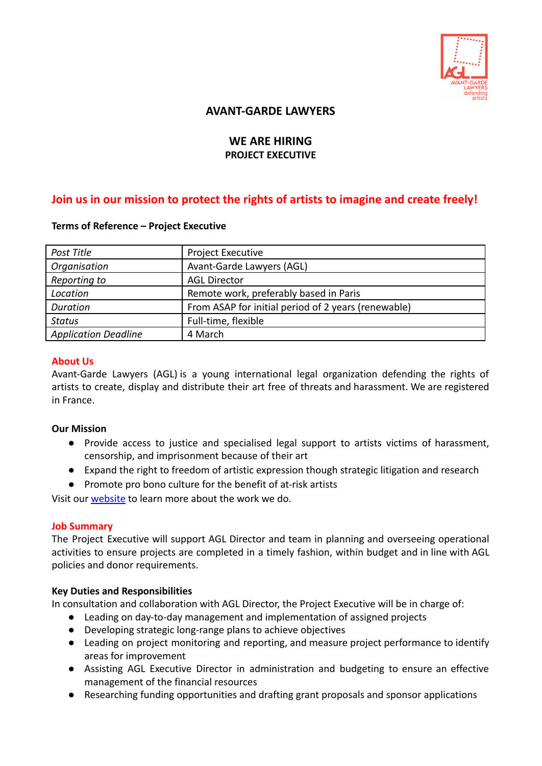# AVANT-GARDE LAWYERS

## WE ARE HIRING
### PROJECT EXECUTIVE

## Join us in our mission to protect the rights of artists to imagine and create freely!

**Terms of Reference – Project Executive**

| *Post Title* | Project Executive |
|---|---|
| *Organisation* | Avant-Garde Lawyers (AGL) |
| *Reporting to* | AGL Director |
| *Location* | Remote work, preferably based in Paris |
| *Duration* | From ASAP for initial period of 2 years (renewable) |
| *Status* | Full-time, flexible |
| *Application Deadline* | 4 March |

### About Us

Avant-Garde Lawyers (AGL) is a young international legal organization defending the rights of artists to create, display and distribute their art free of threats and harassment. We are registered in France.

**Our Mission**

- Provide access to justice and specialised legal support to artists victims of harassment, censorship, and imprisonment because of their art
- Expand the right to freedom of artistic expression though strategic litigation and research
- Promote pro bono culture for the benefit of at-risk artists

Visit our website to learn more about the work we do.

### Job Summary

The Project Executive will support AGL Director and team in planning and overseeing operational activities to ensure projects are completed in a timely fashion, within budget and in line with AGL policies and donor requirements.

**Key Duties and Responsibilities**

In consultation and collaboration with AGL Director, the Project Executive will be in charge of:

- Leading on day-to-day management and implementation of assigned projects
- Developing strategic long-range plans to achieve objectives
- Leading on project monitoring and reporting, and measure project performance to identify areas for improvement
- Assisting AGL Executive Director in administration and budgeting to ensure an effective management of the financial resources
- Researching funding opportunities and drafting grant proposals and sponsor applications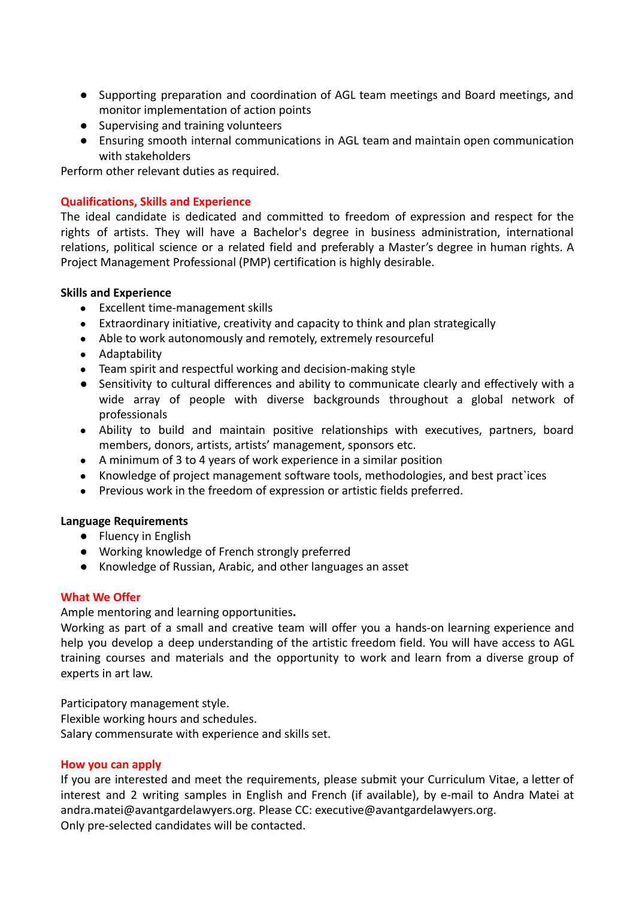- Supporting preparation and coordination of AGL team meetings and Board meetings, and monitor implementation of action points
- Supervising and training volunteers
- Ensuring smooth internal communications in AGL team and maintain open communication with stakeholders

Perform other relevant duties as required.

## Qualifications, Skills and Experience

The ideal candidate is dedicated and committed to freedom of expression and respect for the rights of artists. They will have a Bachelor's degree in business administration, international relations, political science or a related field and preferably a Master's degree in human rights. A Project Management Professional (PMP) certification is highly desirable.

**Skills and Experience**

- Excellent time-management skills
- Extraordinary initiative, creativity and capacity to think and plan strategically
- Able to work autonomously and remotely, extremely resourceful
- Adaptability
- Team spirit and respectful working and decision-making style
- Sensitivity to cultural differences and ability to communicate clearly and effectively with a wide array of people with diverse backgrounds throughout a global network of professionals
- Ability to build and maintain positive relationships with executives, partners, board members, donors, artists, artists' management, sponsors etc.
- A minimum of 3 to 4 years of work experience in a similar position
- Knowledge of project management software tools, methodologies, and best pract`ices
- Previous work in the freedom of expression or artistic fields preferred.

**Language Requirements**

- Fluency in English
- Working knowledge of French strongly preferred
- Knowledge of Russian, Arabic, and other languages an asset

## What We Offer

Ample mentoring and learning opportunities**.**

Working as part of a small and creative team will offer you a hands-on learning experience and help you develop a deep understanding of the artistic freedom field. You will have access to AGL training courses and materials and the opportunity to work and learn from a diverse group of experts in art law.

Participatory management style.

Flexible working hours and schedules.

Salary commensurate with experience and skills set.

## How you can apply

If you are interested and meet the requirements, please submit your Curriculum Vitae, a letter of interest and 2 writing samples in English and French (if available), by e-mail to Andra Matei at andra.matei@avantgardelawyers.org. Please CC: executive@avantgardelawyers.org.

Only pre-selected candidates will be contacted.